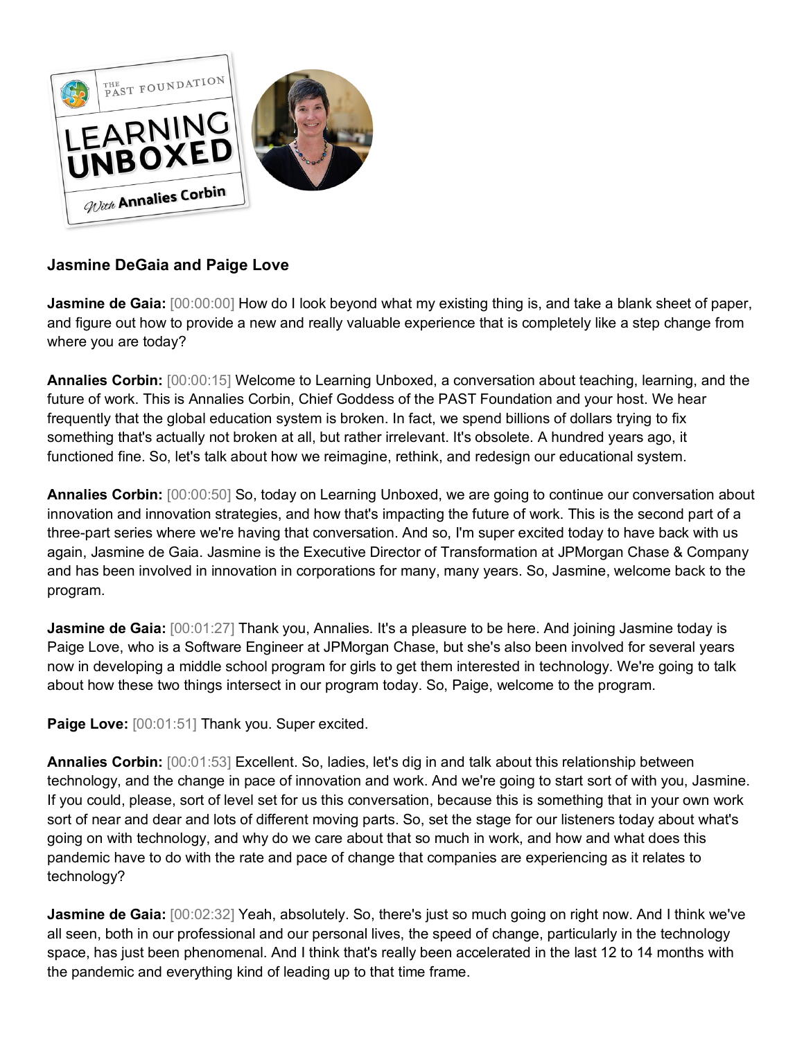**Jasmine DeGaia and Paige Love**

**Jasmine de Gaia:** [00:00:00] How do I look beyond what my existing thing is, and take a blank sheet of paper, and figure out how to provide a new and really valuable experience that is completely like a step change from where you are today?

**Annalies Corbin:** [00:00:15] Welcome to Learning Unboxed, a conversation about teaching, learning, and the future of work. This is Annalies Corbin, Chief Goddess of the PAST Foundation and your host. We hear frequently that the global education system is broken. In fact, we spend billions of dollars trying to fix something that's actually not broken at all, but rather irrelevant. It's obsolete. A hundred years ago, it functioned fine. So, let's talk about how we reimagine, rethink, and redesign our educational system.

**Annalies Corbin:** [00:00:50] So, today on Learning Unboxed, we are going to continue our conversation about innovation and innovation strategies, and how that's impacting the future of work. This is the second part of a three-part series where we're having that conversation. And so, I'm super excited today to have back with us again, Jasmine de Gaia. Jasmine is the Executive Director of Transformation at JPMorgan Chase & Company and has been involved in innovation in corporations for many, many years. So, Jasmine, welcome back to the program.

**Jasmine de Gaia:** [00:01:27] Thank you, Annalies. It's a pleasure to be here. And joining Jasmine today is Paige Love, who is a Software Engineer at JPMorgan Chase, but she's also been involved for several years now in developing a middle school program for girls to get them interested in technology. We're going to talk about how these two things intersect in our program today. So, Paige, welcome to the program.

**Paige Love:** [00:01:51] Thank you. Super excited.

**Annalies Corbin:** [00:01:53] Excellent. So, ladies, let's dig in and talk about this relationship between technology, and the change in pace of innovation and work. And we're going to start sort of with you, Jasmine. If you could, please, sort of level set for us this conversation, because this is something that in your own work sort of near and dear and lots of different moving parts. So, set the stage for our listeners today about what's going on with technology, and why do we care about that so much in work, and how and what does this pandemic have to do with the rate and pace of change that companies are experiencing as it relates to technology?

**Jasmine de Gaia:** [00:02:32] Yeah, absolutely. So, there's just so much going on right now. And I think we've all seen, both in our professional and our personal lives, the speed of change, particularly in the technology space, has just been phenomenal. And I think that's really been accelerated in the last 12 to 14 months with the pandemic and everything kind of leading up to that time frame.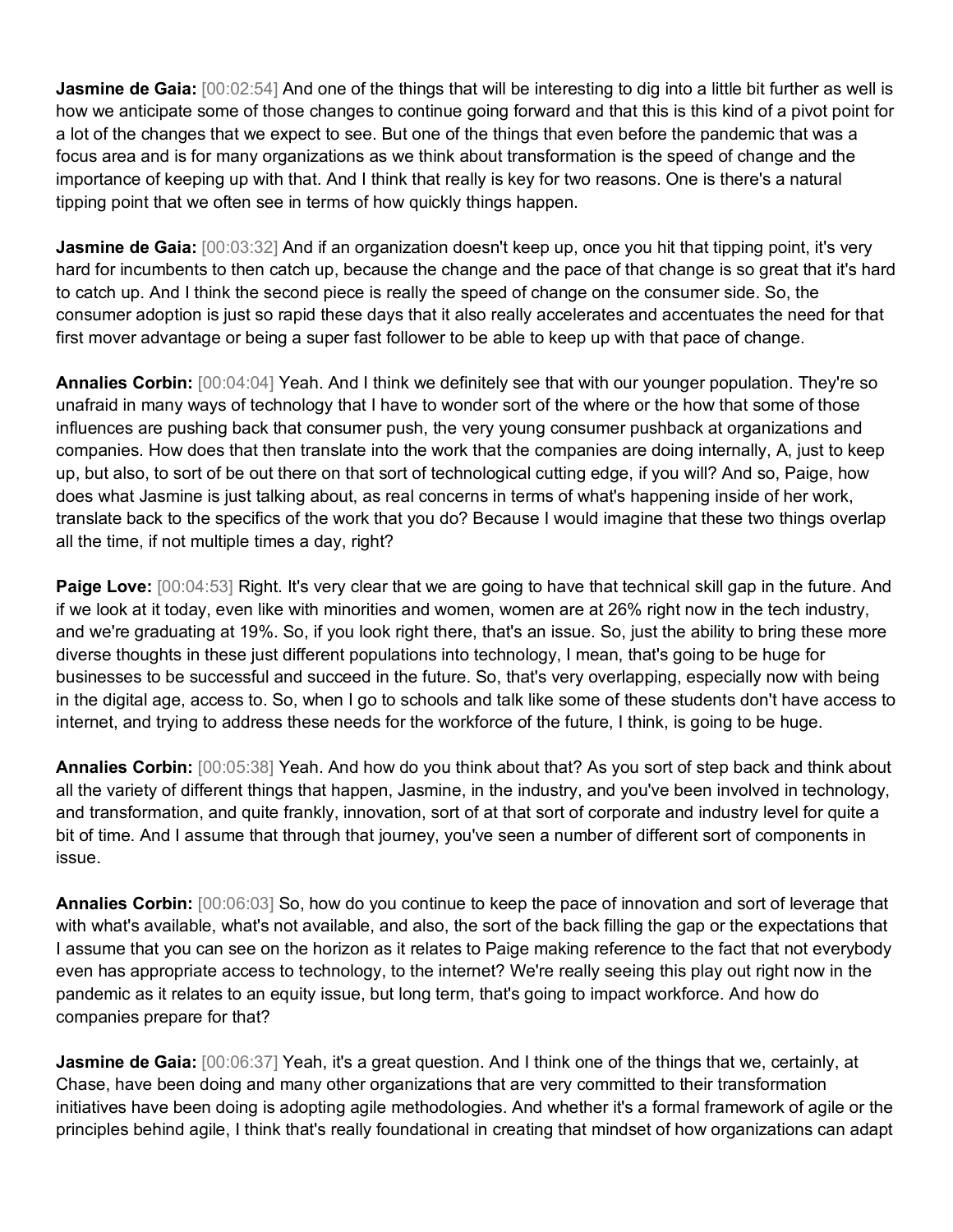**Jasmine de Gaia:** [00:02:54] And one of the things that will be interesting to dig into a little bit further as well is how we anticipate some of those changes to continue going forward and that this is this kind of a pivot point for a lot of the changes that we expect to see. But one of the things that even before the pandemic that was a focus area and is for many organizations as we think about transformation is the speed of change and the importance of keeping up with that. And I think that really is key for two reasons. One is there's a natural tipping point that we often see in terms of how quickly things happen.

**Jasmine de Gaia:** [00:03:32] And if an organization doesn't keep up, once you hit that tipping point, it's very hard for incumbents to then catch up, because the change and the pace of that change is so great that it's hard to catch up. And I think the second piece is really the speed of change on the consumer side. So, the consumer adoption is just so rapid these days that it also really accelerates and accentuates the need for that first mover advantage or being a super fast follower to be able to keep up with that pace of change.

**Annalies Corbin:** [00:04:04] Yeah. And I think we definitely see that with our younger population. They're so unafraid in many ways of technology that I have to wonder sort of the where or the how that some of those influences are pushing back that consumer push, the very young consumer pushback at organizations and companies. How does that then translate into the work that the companies are doing internally, A, just to keep up, but also, to sort of be out there on that sort of technological cutting edge, if you will? And so, Paige, how does what Jasmine is just talking about, as real concerns in terms of what's happening inside of her work, translate back to the specifics of the work that you do? Because I would imagine that these two things overlap all the time, if not multiple times a day, right?

**Paige Love:** [00:04:53] Right. It's very clear that we are going to have that technical skill gap in the future. And if we look at it today, even like with minorities and women, women are at 26% right now in the tech industry, and we're graduating at 19%. So, if you look right there, that's an issue. So, just the ability to bring these more diverse thoughts in these just different populations into technology, I mean, that's going to be huge for businesses to be successful and succeed in the future. So, that's very overlapping, especially now with being in the digital age, access to. So, when I go to schools and talk like some of these students don't have access to internet, and trying to address these needs for the workforce of the future, I think, is going to be huge.

**Annalies Corbin:** [00:05:38] Yeah. And how do you think about that? As you sort of step back and think about all the variety of different things that happen, Jasmine, in the industry, and you've been involved in technology, and transformation, and quite frankly, innovation, sort of at that sort of corporate and industry level for quite a bit of time. And I assume that through that journey, you've seen a number of different sort of components in issue.

**Annalies Corbin:** [00:06:03] So, how do you continue to keep the pace of innovation and sort of leverage that with what's available, what's not available, and also, the sort of the back filling the gap or the expectations that I assume that you can see on the horizon as it relates to Paige making reference to the fact that not everybody even has appropriate access to technology, to the internet? We're really seeing this play out right now in the pandemic as it relates to an equity issue, but long term, that's going to impact workforce. And how do companies prepare for that?

**Jasmine de Gaia:** [00:06:37] Yeah, it's a great question. And I think one of the things that we, certainly, at Chase, have been doing and many other organizations that are very committed to their transformation initiatives have been doing is adopting agile methodologies. And whether it's a formal framework of agile or the principles behind agile, I think that's really foundational in creating that mindset of how organizations can adapt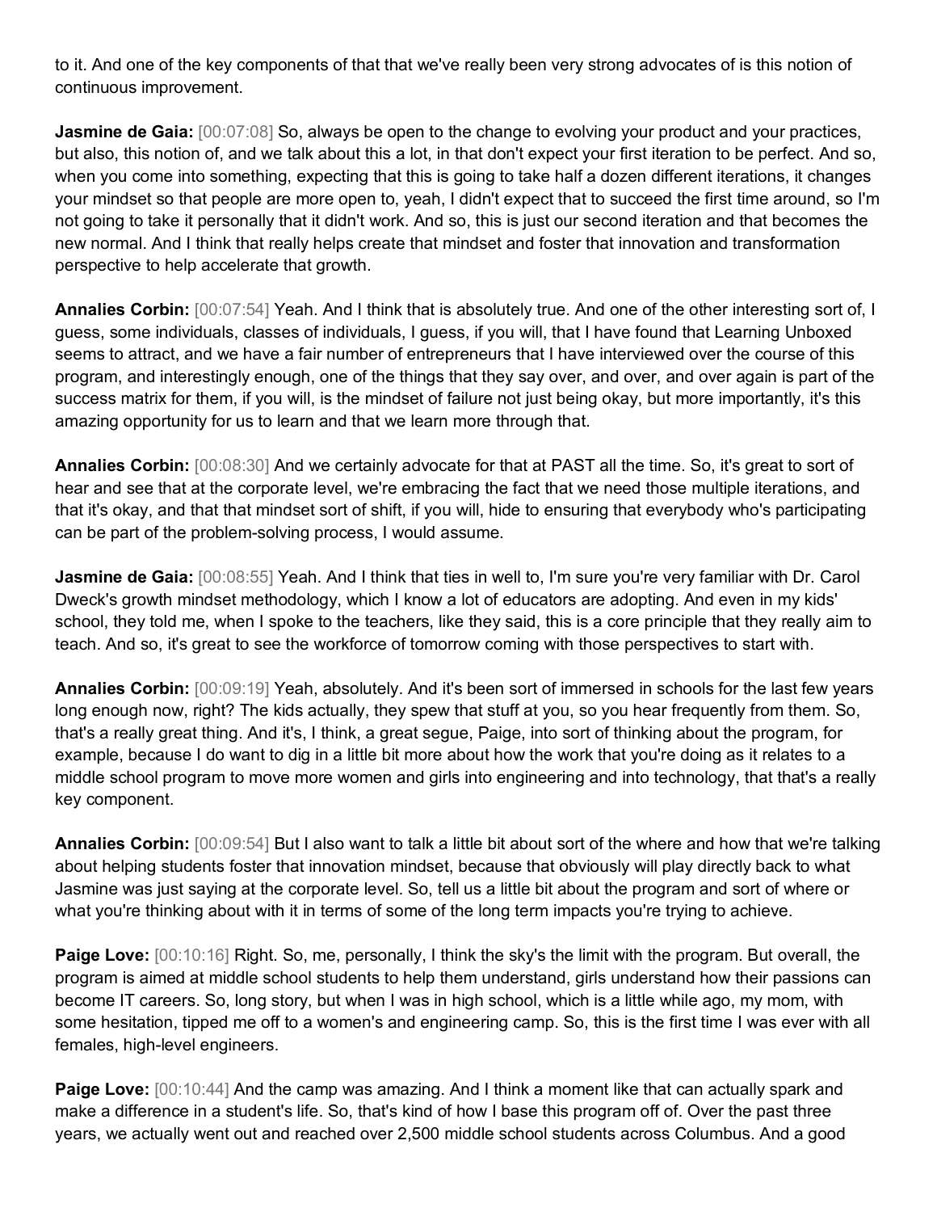to it. And one of the key components of that that we've really been very strong advocates of is this notion of continuous improvement.

**Jasmine de Gaia:** [00:07:08] So, always be open to the change to evolving your product and your practices, but also, this notion of, and we talk about this a lot, in that don't expect your first iteration to be perfect. And so, when you come into something, expecting that this is going to take half a dozen different iterations, it changes your mindset so that people are more open to, yeah, I didn't expect that to succeed the first time around, so I'm not going to take it personally that it didn't work. And so, this is just our second iteration and that becomes the new normal. And I think that really helps create that mindset and foster that innovation and transformation perspective to help accelerate that growth.

**Annalies Corbin:** [00:07:54] Yeah. And I think that is absolutely true. And one of the other interesting sort of, I guess, some individuals, classes of individuals, I guess, if you will, that I have found that Learning Unboxed seems to attract, and we have a fair number of entrepreneurs that I have interviewed over the course of this program, and interestingly enough, one of the things that they say over, and over, and over again is part of the success matrix for them, if you will, is the mindset of failure not just being okay, but more importantly, it's this amazing opportunity for us to learn and that we learn more through that.

**Annalies Corbin:** [00:08:30] And we certainly advocate for that at PAST all the time. So, it's great to sort of hear and see that at the corporate level, we're embracing the fact that we need those multiple iterations, and that it's okay, and that that mindset sort of shift, if you will, hide to ensuring that everybody who's participating can be part of the problem-solving process, I would assume.

**Jasmine de Gaia:** [00:08:55] Yeah. And I think that ties in well to, I'm sure you're very familiar with Dr. Carol Dweck's growth mindset methodology, which I know a lot of educators are adopting. And even in my kids' school, they told me, when I spoke to the teachers, like they said, this is a core principle that they really aim to teach. And so, it's great to see the workforce of tomorrow coming with those perspectives to start with.

**Annalies Corbin:** [00:09:19] Yeah, absolutely. And it's been sort of immersed in schools for the last few years long enough now, right? The kids actually, they spew that stuff at you, so you hear frequently from them. So, that's a really great thing. And it's, I think, a great segue, Paige, into sort of thinking about the program, for example, because I do want to dig in a little bit more about how the work that you're doing as it relates to a middle school program to move more women and girls into engineering and into technology, that that's a really key component.

**Annalies Corbin:** [00:09:54] But I also want to talk a little bit about sort of the where and how that we're talking about helping students foster that innovation mindset, because that obviously will play directly back to what Jasmine was just saying at the corporate level. So, tell us a little bit about the program and sort of where or what you're thinking about with it in terms of some of the long term impacts you're trying to achieve.

**Paige Love:** [00:10:16] Right. So, me, personally, I think the sky's the limit with the program. But overall, the program is aimed at middle school students to help them understand, girls understand how their passions can become IT careers. So, long story, but when I was in high school, which is a little while ago, my mom, with some hesitation, tipped me off to a women's and engineering camp. So, this is the first time I was ever with all females, high-level engineers.

**Paige Love:** [00:10:44] And the camp was amazing. And I think a moment like that can actually spark and make a difference in a student's life. So, that's kind of how I base this program off of. Over the past three years, we actually went out and reached over 2,500 middle school students across Columbus. And a good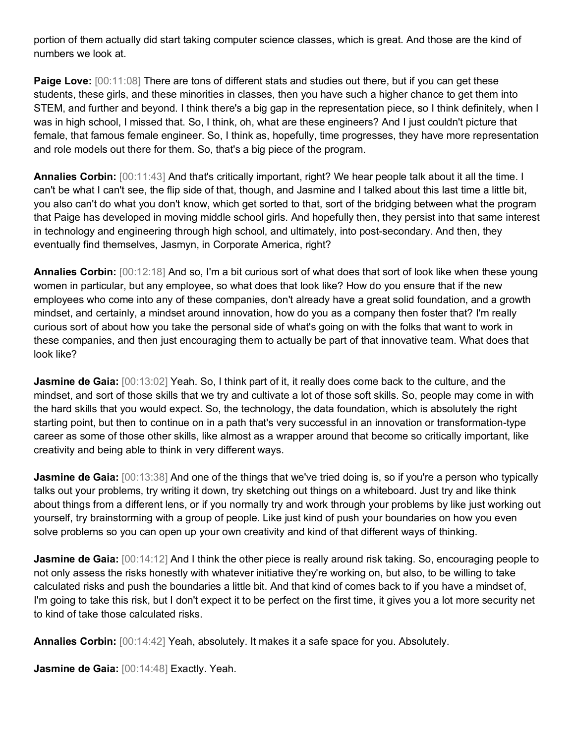portion of them actually did start taking computer science classes, which is great. And those are the kind of numbers we look at.

**Paige Love:** [00:11:08] There are tons of different stats and studies out there, but if you can get these students, these girls, and these minorities in classes, then you have such a higher chance to get them into STEM, and further and beyond. I think there's a big gap in the representation piece, so I think definitely, when I was in high school, I missed that. So, I think, oh, what are these engineers? And I just couldn't picture that female, that famous female engineer. So, I think as, hopefully, time progresses, they have more representation and role models out there for them. So, that's a big piece of the program.

**Annalies Corbin:** [00:11:43] And that's critically important, right? We hear people talk about it all the time. I can't be what I can't see, the flip side of that, though, and Jasmine and I talked about this last time a little bit, you also can't do what you don't know, which get sorted to that, sort of the bridging between what the program that Paige has developed in moving middle school girls. And hopefully then, they persist into that same interest in technology and engineering through high school, and ultimately, into post-secondary. And then, they eventually find themselves, Jasmyn, in Corporate America, right?

**Annalies Corbin:** [00:12:18] And so, I'm a bit curious sort of what does that sort of look like when these young women in particular, but any employee, so what does that look like? How do you ensure that if the new employees who come into any of these companies, don't already have a great solid foundation, and a growth mindset, and certainly, a mindset around innovation, how do you as a company then foster that? I'm really curious sort of about how you take the personal side of what's going on with the folks that want to work in these companies, and then just encouraging them to actually be part of that innovative team. What does that look like?

**Jasmine de Gaia:** [00:13:02] Yeah. So, I think part of it, it really does come back to the culture, and the mindset, and sort of those skills that we try and cultivate a lot of those soft skills. So, people may come in with the hard skills that you would expect. So, the technology, the data foundation, which is absolutely the right starting point, but then to continue on in a path that's very successful in an innovation or transformation-type career as some of those other skills, like almost as a wrapper around that become so critically important, like creativity and being able to think in very different ways.

**Jasmine de Gaia:** [00:13:38] And one of the things that we've tried doing is, so if you're a person who typically talks out your problems, try writing it down, try sketching out things on a whiteboard. Just try and like think about things from a different lens, or if you normally try and work through your problems by like just working out yourself, try brainstorming with a group of people. Like just kind of push your boundaries on how you even solve problems so you can open up your own creativity and kind of that different ways of thinking.

**Jasmine de Gaia:** [00:14:12] And I think the other piece is really around risk taking. So, encouraging people to not only assess the risks honestly with whatever initiative they're working on, but also, to be willing to take calculated risks and push the boundaries a little bit. And that kind of comes back to if you have a mindset of, I'm going to take this risk, but I don't expect it to be perfect on the first time, it gives you a lot more security net to kind of take those calculated risks.

**Annalies Corbin:** [00:14:42] Yeah, absolutely. It makes it a safe space for you. Absolutely.

**Jasmine de Gaia:** [00:14:48] Exactly. Yeah.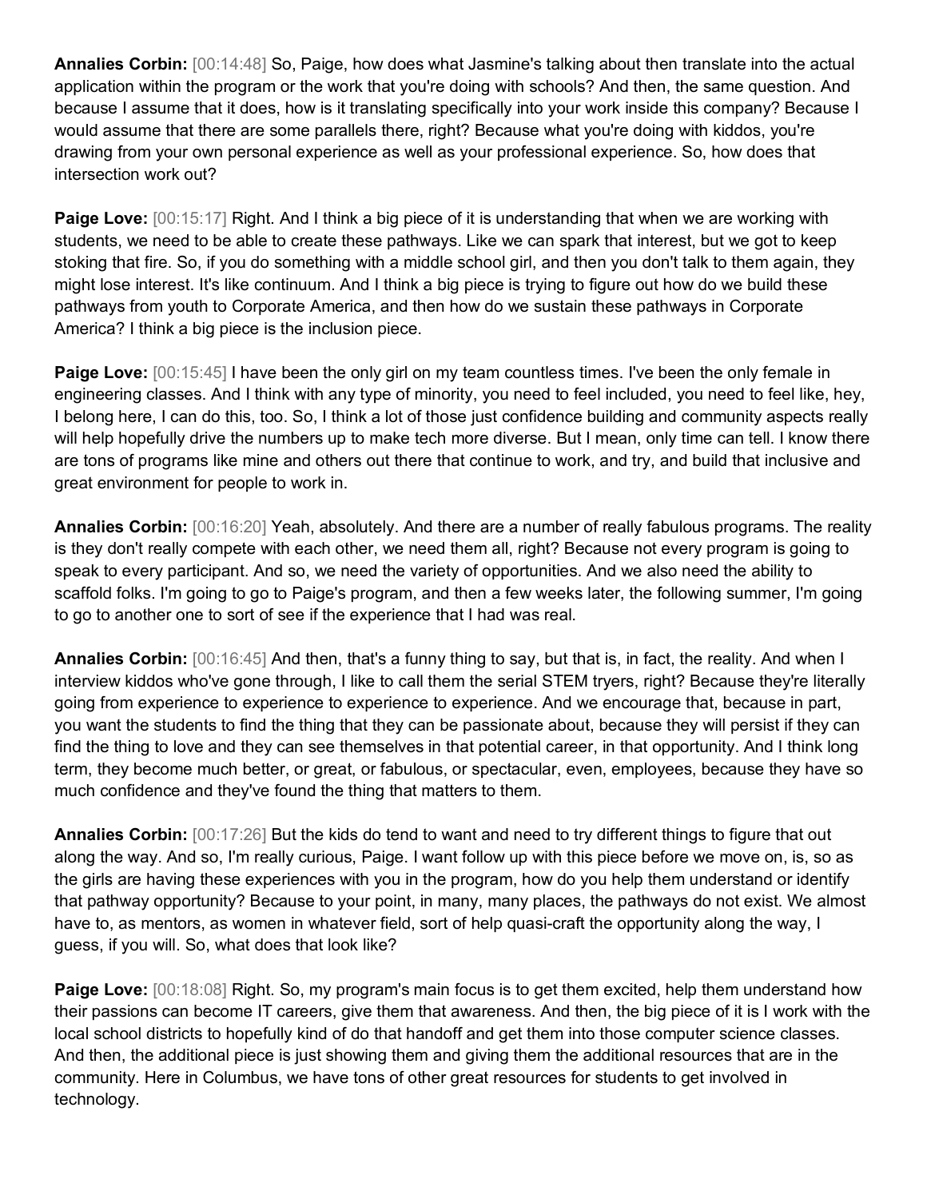**Annalies Corbin:** [00:14:48] So, Paige, how does what Jasmine's talking about then translate into the actual application within the program or the work that you're doing with schools? And then, the same question. And because I assume that it does, how is it translating specifically into your work inside this company? Because I would assume that there are some parallels there, right? Because what you're doing with kiddos, you're drawing from your own personal experience as well as your professional experience. So, how does that intersection work out?

**Paige Love:** [00:15:17] Right. And I think a big piece of it is understanding that when we are working with students, we need to be able to create these pathways. Like we can spark that interest, but we got to keep stoking that fire. So, if you do something with a middle school girl, and then you don't talk to them again, they might lose interest. It's like continuum. And I think a big piece is trying to figure out how do we build these pathways from youth to Corporate America, and then how do we sustain these pathways in Corporate America? I think a big piece is the inclusion piece.

**Paige Love:** [00:15:45] I have been the only girl on my team countless times. I've been the only female in engineering classes. And I think with any type of minority, you need to feel included, you need to feel like, hey, I belong here, I can do this, too. So, I think a lot of those just confidence building and community aspects really will help hopefully drive the numbers up to make tech more diverse. But I mean, only time can tell. I know there are tons of programs like mine and others out there that continue to work, and try, and build that inclusive and great environment for people to work in.

**Annalies Corbin:** [00:16:20] Yeah, absolutely. And there are a number of really fabulous programs. The reality is they don't really compete with each other, we need them all, right? Because not every program is going to speak to every participant. And so, we need the variety of opportunities. And we also need the ability to scaffold folks. I'm going to go to Paige's program, and then a few weeks later, the following summer, I'm going to go to another one to sort of see if the experience that I had was real.

**Annalies Corbin:** [00:16:45] And then, that's a funny thing to say, but that is, in fact, the reality. And when I interview kiddos who've gone through, I like to call them the serial STEM tryers, right? Because they're literally going from experience to experience to experience to experience. And we encourage that, because in part, you want the students to find the thing that they can be passionate about, because they will persist if they can find the thing to love and they can see themselves in that potential career, in that opportunity. And I think long term, they become much better, or great, or fabulous, or spectacular, even, employees, because they have so much confidence and they've found the thing that matters to them.

**Annalies Corbin:** [00:17:26] But the kids do tend to want and need to try different things to figure that out along the way. And so, I'm really curious, Paige. I want follow up with this piece before we move on, is, so as the girls are having these experiences with you in the program, how do you help them understand or identify that pathway opportunity? Because to your point, in many, many places, the pathways do not exist. We almost have to, as mentors, as women in whatever field, sort of help quasi-craft the opportunity along the way, I guess, if you will. So, what does that look like?

**Paige Love:** [00:18:08] Right. So, my program's main focus is to get them excited, help them understand how their passions can become IT careers, give them that awareness. And then, the big piece of it is I work with the local school districts to hopefully kind of do that handoff and get them into those computer science classes. And then, the additional piece is just showing them and giving them the additional resources that are in the community. Here in Columbus, we have tons of other great resources for students to get involved in technology.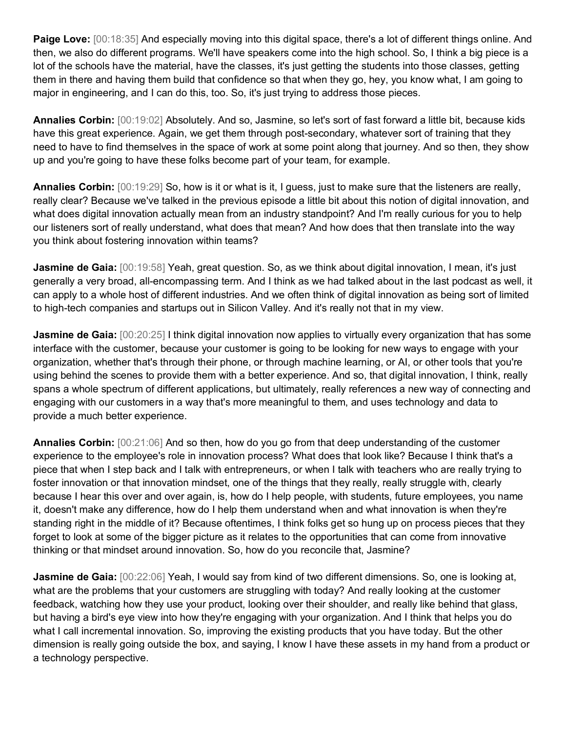**Paige Love:** [00:18:35] And especially moving into this digital space, there's a lot of different things online. And then, we also do different programs. We'll have speakers come into the high school. So, I think a big piece is a lot of the schools have the material, have the classes, it's just getting the students into those classes, getting them in there and having them build that confidence so that when they go, hey, you know what, I am going to major in engineering, and I can do this, too. So, it's just trying to address those pieces.

**Annalies Corbin:** [00:19:02] Absolutely. And so, Jasmine, so let's sort of fast forward a little bit, because kids have this great experience. Again, we get them through post-secondary, whatever sort of training that they need to have to find themselves in the space of work at some point along that journey. And so then, they show up and you're going to have these folks become part of your team, for example.

**Annalies Corbin:** [00:19:29] So, how is it or what is it, I guess, just to make sure that the listeners are really, really clear? Because we've talked in the previous episode a little bit about this notion of digital innovation, and what does digital innovation actually mean from an industry standpoint? And I'm really curious for you to help our listeners sort of really understand, what does that mean? And how does that then translate into the way you think about fostering innovation within teams?

**Jasmine de Gaia:** [00:19:58] Yeah, great question. So, as we think about digital innovation, I mean, it's just generally a very broad, all-encompassing term. And I think as we had talked about in the last podcast as well, it can apply to a whole host of different industries. And we often think of digital innovation as being sort of limited to high-tech companies and startups out in Silicon Valley. And it's really not that in my view.

**Jasmine de Gaia:** [00:20:25] I think digital innovation now applies to virtually every organization that has some interface with the customer, because your customer is going to be looking for new ways to engage with your organization, whether that's through their phone, or through machine learning, or AI, or other tools that you're using behind the scenes to provide them with a better experience. And so, that digital innovation, I think, really spans a whole spectrum of different applications, but ultimately, really references a new way of connecting and engaging with our customers in a way that's more meaningful to them, and uses technology and data to provide a much better experience.

**Annalies Corbin:** [00:21:06] And so then, how do you go from that deep understanding of the customer experience to the employee's role in innovation process? What does that look like? Because I think that's a piece that when I step back and I talk with entrepreneurs, or when I talk with teachers who are really trying to foster innovation or that innovation mindset, one of the things that they really, really struggle with, clearly because I hear this over and over again, is, how do I help people, with students, future employees, you name it, doesn't make any difference, how do I help them understand when and what innovation is when they're standing right in the middle of it? Because oftentimes, I think folks get so hung up on process pieces that they forget to look at some of the bigger picture as it relates to the opportunities that can come from innovative thinking or that mindset around innovation. So, how do you reconcile that, Jasmine?

**Jasmine de Gaia:** [00:22:06] Yeah, I would say from kind of two different dimensions. So, one is looking at, what are the problems that your customers are struggling with today? And really looking at the customer feedback, watching how they use your product, looking over their shoulder, and really like behind that glass, but having a bird's eye view into how they're engaging with your organization. And I think that helps you do what I call incremental innovation. So, improving the existing products that you have today. But the other dimension is really going outside the box, and saying, I know I have these assets in my hand from a product or a technology perspective.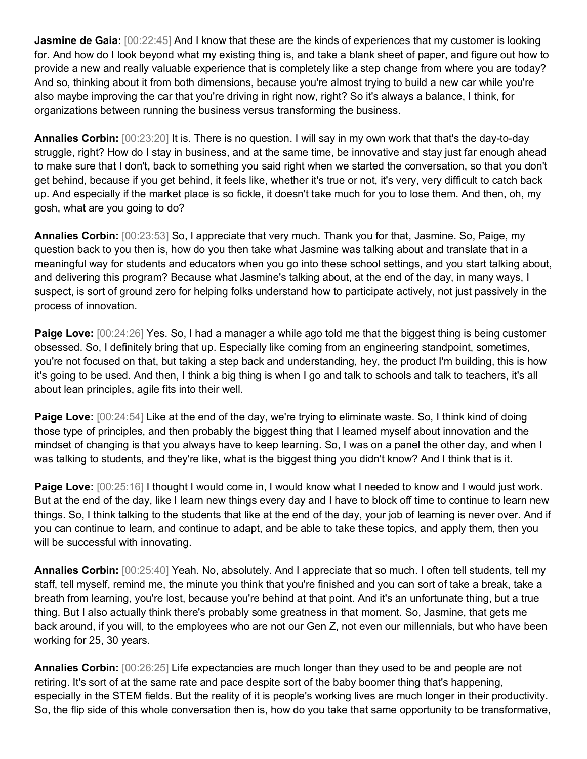**Jasmine de Gaia:** [00:22:45] And I know that these are the kinds of experiences that my customer is looking for. And how do I look beyond what my existing thing is, and take a blank sheet of paper, and figure out how to provide a new and really valuable experience that is completely like a step change from where you are today? And so, thinking about it from both dimensions, because you're almost trying to build a new car while you're also maybe improving the car that you're driving in right now, right? So it's always a balance, I think, for organizations between running the business versus transforming the business.

**Annalies Corbin:** [00:23:20] It is. There is no question. I will say in my own work that that's the day-to-day struggle, right? How do I stay in business, and at the same time, be innovative and stay just far enough ahead to make sure that I don't, back to something you said right when we started the conversation, so that you don't get behind, because if you get behind, it feels like, whether it's true or not, it's very, very difficult to catch back up. And especially if the market place is so fickle, it doesn't take much for you to lose them. And then, oh, my gosh, what are you going to do?

**Annalies Corbin:** [00:23:53] So, I appreciate that very much. Thank you for that, Jasmine. So, Paige, my question back to you then is, how do you then take what Jasmine was talking about and translate that in a meaningful way for students and educators when you go into these school settings, and you start talking about, and delivering this program? Because what Jasmine's talking about, at the end of the day, in many ways, I suspect, is sort of ground zero for helping folks understand how to participate actively, not just passively in the process of innovation.

**Paige Love:** [00:24:26] Yes. So, I had a manager a while ago told me that the biggest thing is being customer obsessed. So, I definitely bring that up. Especially like coming from an engineering standpoint, sometimes, you're not focused on that, but taking a step back and understanding, hey, the product I'm building, this is how it's going to be used. And then, I think a big thing is when I go and talk to schools and talk to teachers, it's all about lean principles, agile fits into their well.

**Paige Love:** [00:24:54] Like at the end of the day, we're trying to eliminate waste. So, I think kind of doing those type of principles, and then probably the biggest thing that I learned myself about innovation and the mindset of changing is that you always have to keep learning. So, I was on a panel the other day, and when I was talking to students, and they're like, what is the biggest thing you didn't know? And I think that is it.

**Paige Love:** [00:25:16] I thought I would come in, I would know what I needed to know and I would just work. But at the end of the day, like I learn new things every day and I have to block off time to continue to learn new things. So, I think talking to the students that like at the end of the day, your job of learning is never over. And if you can continue to learn, and continue to adapt, and be able to take these topics, and apply them, then you will be successful with innovating.

**Annalies Corbin:** [00:25:40] Yeah. No, absolutely. And I appreciate that so much. I often tell students, tell my staff, tell myself, remind me, the minute you think that you're finished and you can sort of take a break, take a breath from learning, you're lost, because you're behind at that point. And it's an unfortunate thing, but a true thing. But I also actually think there's probably some greatness in that moment. So, Jasmine, that gets me back around, if you will, to the employees who are not our Gen Z, not even our millennials, but who have been working for 25, 30 years.

**Annalies Corbin:** [00:26:25] Life expectancies are much longer than they used to be and people are not retiring. It's sort of at the same rate and pace despite sort of the baby boomer thing that's happening, especially in the STEM fields. But the reality of it is people's working lives are much longer in their productivity. So, the flip side of this whole conversation then is, how do you take that same opportunity to be transformative,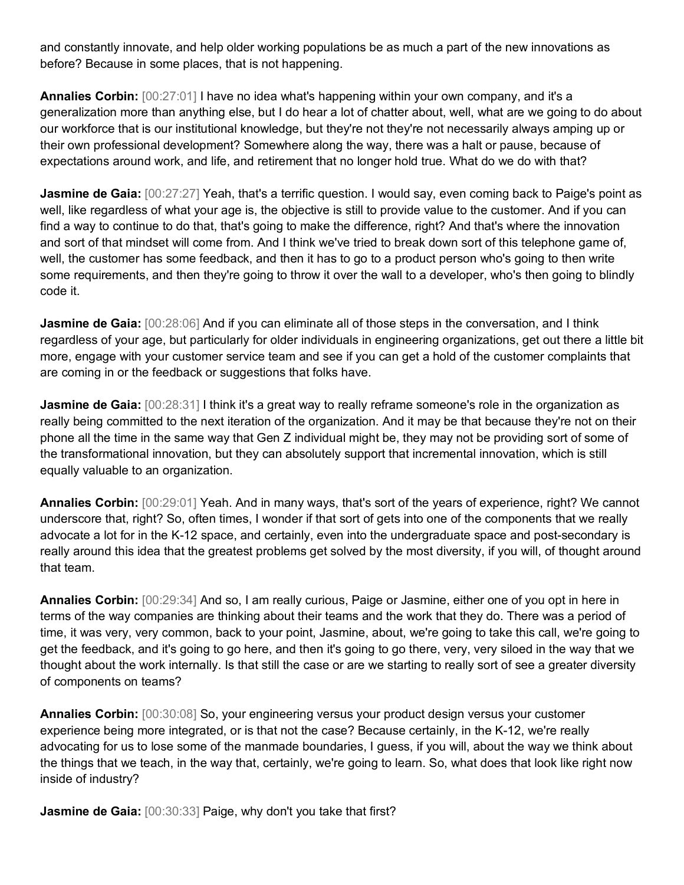and constantly innovate, and help older working populations be as much a part of the new innovations as before? Because in some places, that is not happening.

**Annalies Corbin:** [00:27:01] I have no idea what's happening within your own company, and it's a generalization more than anything else, but I do hear a lot of chatter about, well, what are we going to do about our workforce that is our institutional knowledge, but they're not they're not necessarily always amping up or their own professional development? Somewhere along the way, there was a halt or pause, because of expectations around work, and life, and retirement that no longer hold true. What do we do with that?

**Jasmine de Gaia:** [00:27:27] Yeah, that's a terrific question. I would say, even coming back to Paige's point as well, like regardless of what your age is, the objective is still to provide value to the customer. And if you can find a way to continue to do that, that's going to make the difference, right? And that's where the innovation and sort of that mindset will come from. And I think we've tried to break down sort of this telephone game of, well, the customer has some feedback, and then it has to go to a product person who's going to then write some requirements, and then they're going to throw it over the wall to a developer, who's then going to blindly code it.

**Jasmine de Gaia:** [00:28:06] And if you can eliminate all of those steps in the conversation, and I think regardless of your age, but particularly for older individuals in engineering organizations, get out there a little bit more, engage with your customer service team and see if you can get a hold of the customer complaints that are coming in or the feedback or suggestions that folks have.

**Jasmine de Gaia:** [00:28:31] I think it's a great way to really reframe someone's role in the organization as really being committed to the next iteration of the organization. And it may be that because they're not on their phone all the time in the same way that Gen Z individual might be, they may not be providing sort of some of the transformational innovation, but they can absolutely support that incremental innovation, which is still equally valuable to an organization.

**Annalies Corbin:** [00:29:01] Yeah. And in many ways, that's sort of the years of experience, right? We cannot underscore that, right? So, often times, I wonder if that sort of gets into one of the components that we really advocate a lot for in the K-12 space, and certainly, even into the undergraduate space and post-secondary is really around this idea that the greatest problems get solved by the most diversity, if you will, of thought around that team.

**Annalies Corbin:** [00:29:34] And so, I am really curious, Paige or Jasmine, either one of you opt in here in terms of the way companies are thinking about their teams and the work that they do. There was a period of time, it was very, very common, back to your point, Jasmine, about, we're going to take this call, we're going to get the feedback, and it's going to go here, and then it's going to go there, very, very siloed in the way that we thought about the work internally. Is that still the case or are we starting to really sort of see a greater diversity of components on teams?

**Annalies Corbin:** [00:30:08] So, your engineering versus your product design versus your customer experience being more integrated, or is that not the case? Because certainly, in the K-12, we're really advocating for us to lose some of the manmade boundaries, I guess, if you will, about the way we think about the things that we teach, in the way that, certainly, we're going to learn. So, what does that look like right now inside of industry?

**Jasmine de Gaia:** [00:30:33] Paige, why don't you take that first?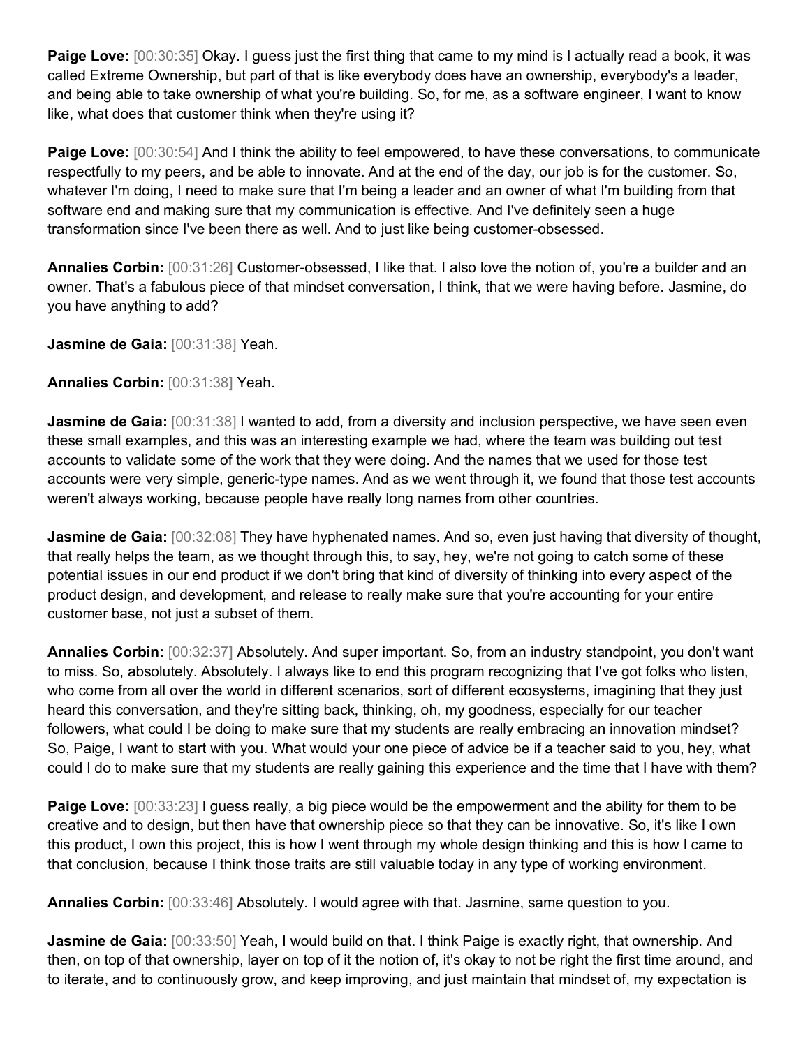**Paige Love:** [00:30:35] Okay. I guess just the first thing that came to my mind is I actually read a book, it was called Extreme Ownership, but part of that is like everybody does have an ownership, everybody's a leader, and being able to take ownership of what you're building. So, for me, as a software engineer, I want to know like, what does that customer think when they're using it?

**Paige Love:** [00:30:54] And I think the ability to feel empowered, to have these conversations, to communicate respectfully to my peers, and be able to innovate. And at the end of the day, our job is for the customer. So, whatever I'm doing, I need to make sure that I'm being a leader and an owner of what I'm building from that software end and making sure that my communication is effective. And I've definitely seen a huge transformation since I've been there as well. And to just like being customer-obsessed.

**Annalies Corbin:** [00:31:26] Customer-obsessed, I like that. I also love the notion of, you're a builder and an owner. That's a fabulous piece of that mindset conversation, I think, that we were having before. Jasmine, do you have anything to add?

**Jasmine de Gaia:** [00:31:38] Yeah.

**Annalies Corbin:** [00:31:38] Yeah.

**Jasmine de Gaia:** [00:31:38] I wanted to add, from a diversity and inclusion perspective, we have seen even these small examples, and this was an interesting example we had, where the team was building out test accounts to validate some of the work that they were doing. And the names that we used for those test accounts were very simple, generic-type names. And as we went through it, we found that those test accounts weren't always working, because people have really long names from other countries.

**Jasmine de Gaia:** [00:32:08] They have hyphenated names. And so, even just having that diversity of thought, that really helps the team, as we thought through this, to say, hey, we're not going to catch some of these potential issues in our end product if we don't bring that kind of diversity of thinking into every aspect of the product design, and development, and release to really make sure that you're accounting for your entire customer base, not just a subset of them.

**Annalies Corbin:** [00:32:37] Absolutely. And super important. So, from an industry standpoint, you don't want to miss. So, absolutely. Absolutely. I always like to end this program recognizing that I've got folks who listen, who come from all over the world in different scenarios, sort of different ecosystems, imagining that they just heard this conversation, and they're sitting back, thinking, oh, my goodness, especially for our teacher followers, what could I be doing to make sure that my students are really embracing an innovation mindset? So, Paige, I want to start with you. What would your one piece of advice be if a teacher said to you, hey, what could I do to make sure that my students are really gaining this experience and the time that I have with them?

**Paige Love:** [00:33:23] I guess really, a big piece would be the empowerment and the ability for them to be creative and to design, but then have that ownership piece so that they can be innovative. So, it's like I own this product, I own this project, this is how I went through my whole design thinking and this is how I came to that conclusion, because I think those traits are still valuable today in any type of working environment.

**Annalies Corbin:** [00:33:46] Absolutely. I would agree with that. Jasmine, same question to you.

**Jasmine de Gaia:** [00:33:50] Yeah, I would build on that. I think Paige is exactly right, that ownership. And then, on top of that ownership, layer on top of it the notion of, it's okay to not be right the first time around, and to iterate, and to continuously grow, and keep improving, and just maintain that mindset of, my expectation is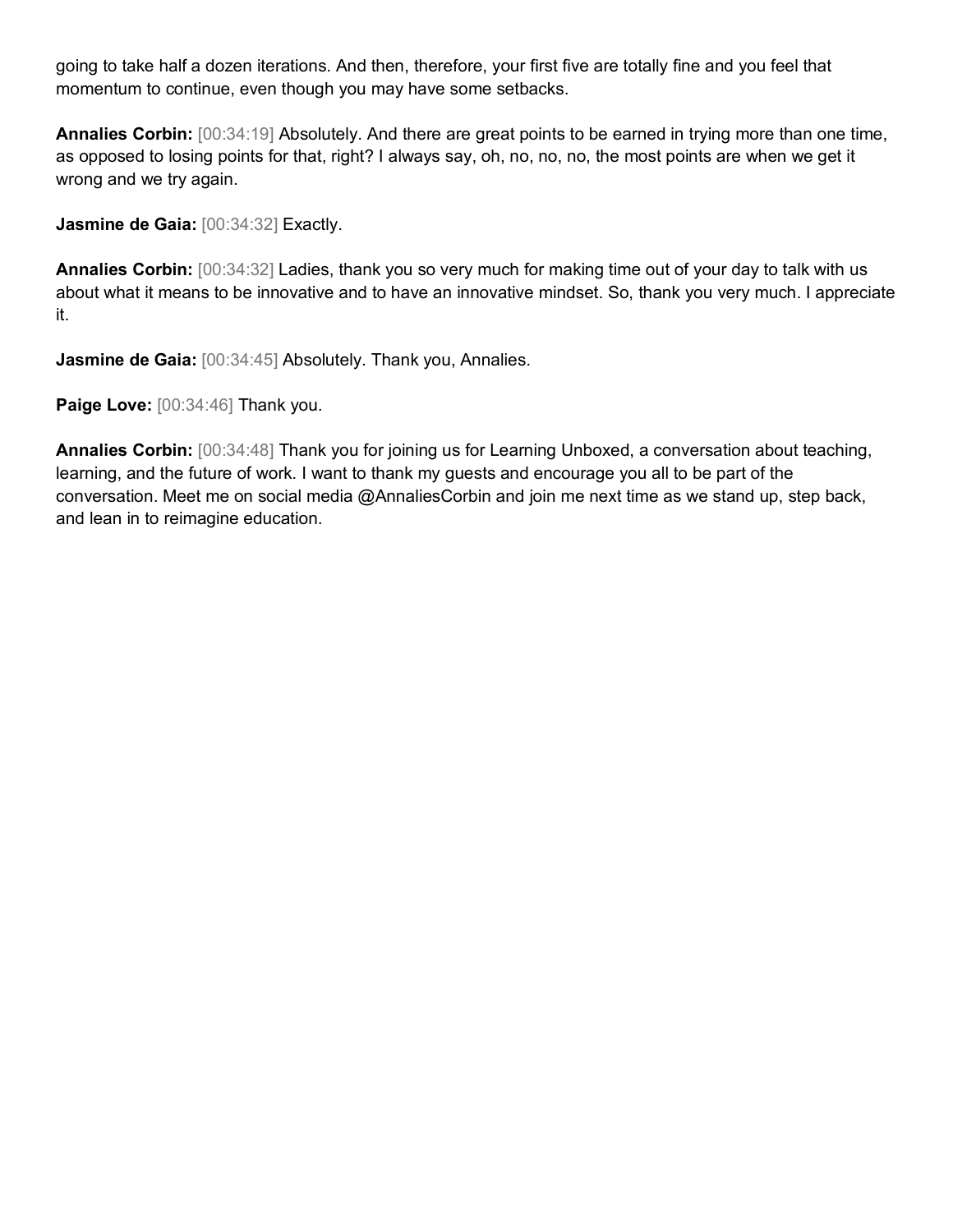going to take half a dozen iterations. And then, therefore, your first five are totally fine and you feel that momentum to continue, even though you may have some setbacks.

**Annalies Corbin:** [00:34:19] Absolutely. And there are great points to be earned in trying more than one time, as opposed to losing points for that, right? I always say, oh, no, no, no, the most points are when we get it wrong and we try again.

**Jasmine de Gaia:** [00:34:32] Exactly.

**Annalies Corbin:** [00:34:32] Ladies, thank you so very much for making time out of your day to talk with us about what it means to be innovative and to have an innovative mindset. So, thank you very much. I appreciate it.

**Jasmine de Gaia:** [00:34:45] Absolutely. Thank you, Annalies.

**Paige Love:** [00:34:46] Thank you.

**Annalies Corbin:** [00:34:48] Thank you for joining us for Learning Unboxed, a conversation about teaching, learning, and the future of work. I want to thank my guests and encourage you all to be part of the conversation. Meet me on social media @AnnaliesCorbin and join me next time as we stand up, step back, and lean in to reimagine education.